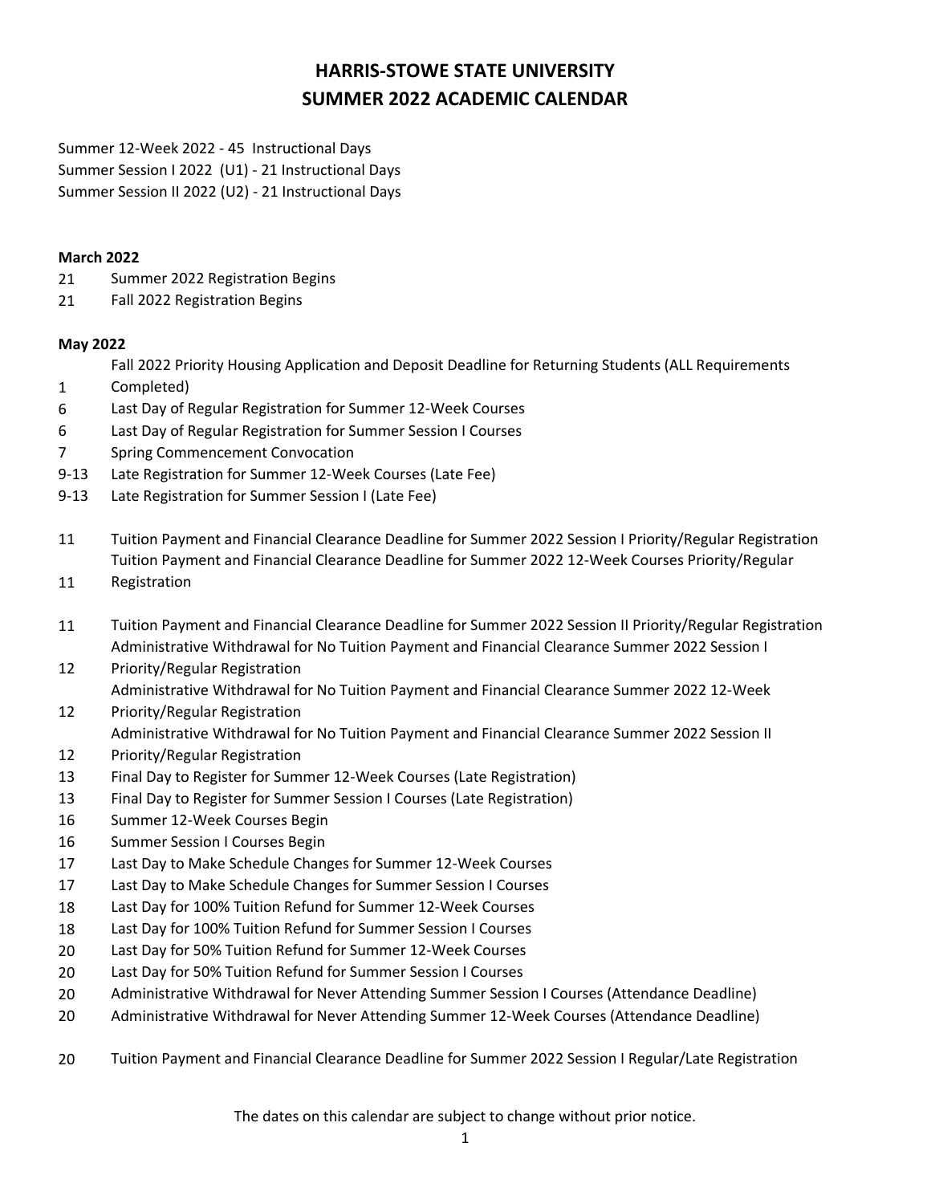# HARRIS-STOWE STATE UNIVERSITY
# SUMMER 2022 ACADEMIC CALENDAR

Summer 12-Week 2022 - 45 Instructional Days
Summer Session I 2022 (U1) - 21 Instructional Days
Summer Session II 2022 (U2) - 21 Instructional Days

**March 2022**

| | |
|---|---|
| 21 | Summer 2022 Registration Begins |
| 21 | Fall 2022 Registration Begins |

**May 2022**

| | |
|---|---|
| 1 | Fall 2022 Priority Housing Application and Deposit Deadline for Returning Students (ALL Requirements Completed) |
| 6 | Last Day of Regular Registration for Summer 12-Week Courses |
| 6 | Last Day of Regular Registration for Summer Session I Courses |
| 7 | Spring Commencement Convocation |
| 9-13 | Late Registration for Summer 12-Week Courses (Late Fee) |
| 9-13 | Late Registration for Summer Session I (Late Fee) |
| 11 | Tuition Payment and Financial Clearance Deadline for Summer 2022 Session I Priority/Regular Registration |
| 11 | Tuition Payment and Financial Clearance Deadline for Summer 2022 12-Week Courses Priority/Regular Registration |
| 11 | Tuition Payment and Financial Clearance Deadline for Summer 2022 Session II Priority/Regular Registration |
| 12 | Administrative Withdrawal for No Tuition Payment and Financial Clearance Summer 2022 Session I Priority/Regular Registration |
| 12 | Administrative Withdrawal for No Tuition Payment and Financial Clearance Summer 2022 12-Week Priority/Regular Registration |
| 12 | Administrative Withdrawal for No Tuition Payment and Financial Clearance Summer 2022 Session II Priority/Regular Registration |
| 13 | Final Day to Register for Summer 12-Week Courses (Late Registration) |
| 13 | Final Day to Register for Summer Session I Courses (Late Registration) |
| 16 | Summer 12-Week Courses Begin |
| 16 | Summer Session I Courses Begin |
| 17 | Last Day to Make Schedule Changes for Summer 12-Week Courses |
| 17 | Last Day to Make Schedule Changes for Summer Session I Courses |
| 18 | Last Day for 100% Tuition Refund for Summer 12-Week Courses |
| 18 | Last Day for 100% Tuition Refund for Summer Session I Courses |
| 20 | Last Day for 50% Tuition Refund for Summer 12-Week Courses |
| 20 | Last Day for 50% Tuition Refund for Summer Session I Courses |
| 20 | Administrative Withdrawal for Never Attending Summer Session I Courses (Attendance Deadline) |
| 20 | Administrative Withdrawal for Never Attending Summer 12-Week Courses (Attendance Deadline) |
| 20 | Tuition Payment and Financial Clearance Deadline for Summer 2022 Session I Regular/Late Registration |

The dates on this calendar are subject to change without prior notice.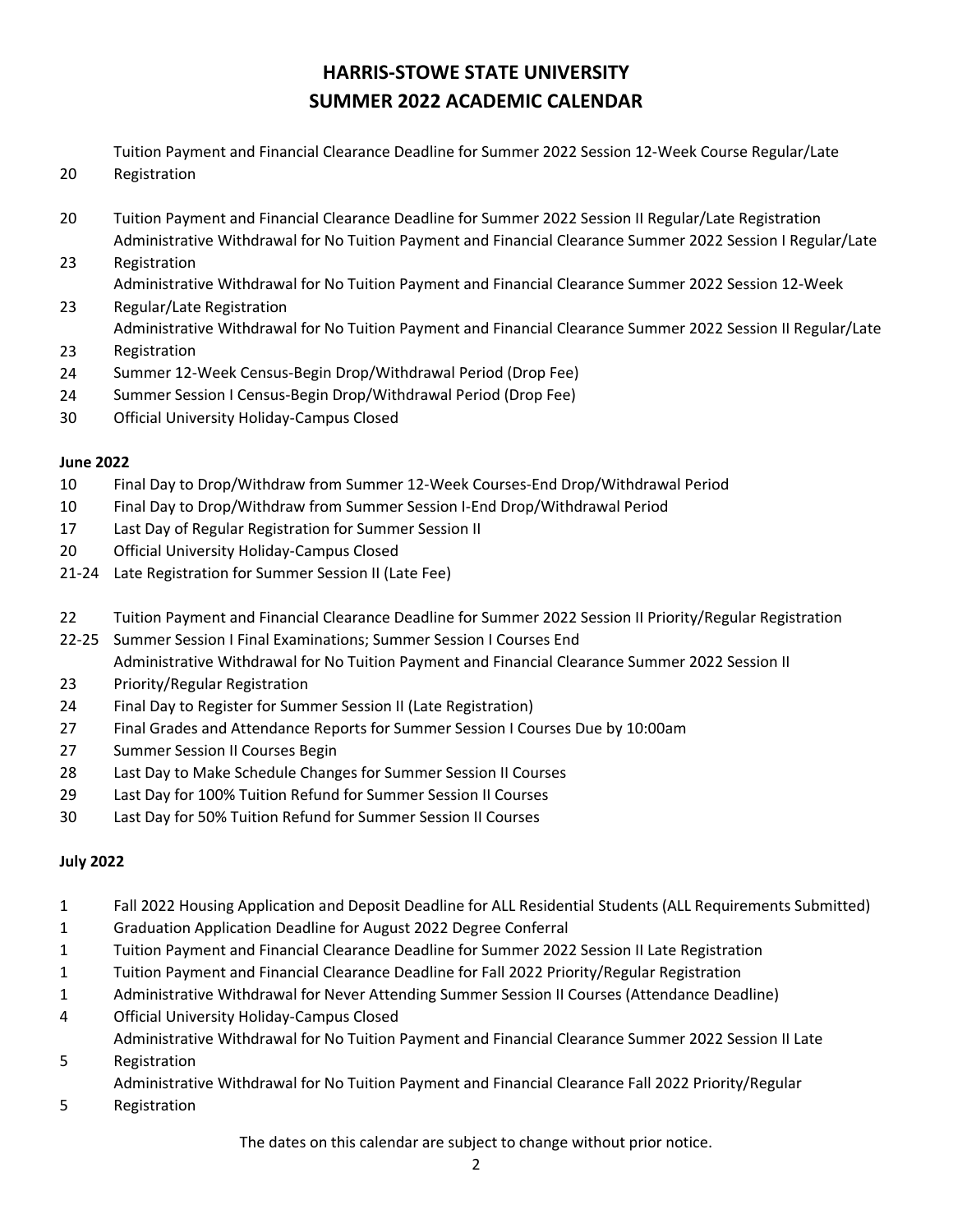# HARRIS-STOWE STATE UNIVERSITY
# SUMMER 2022 ACADEMIC CALENDAR

20 Tuition Payment and Financial Clearance Deadline for Summer 2022 Session 12-Week Course Regular/Late Registration

20 Tuition Payment and Financial Clearance Deadline for Summer 2022 Session II Regular/Late Registration
23 Administrative Withdrawal for No Tuition Payment and Financial Clearance Summer 2022 Session I Regular/Late Registration
23 Administrative Withdrawal for No Tuition Payment and Financial Clearance Summer 2022 Session 12-Week Regular/Late Registration
23 Administrative Withdrawal for No Tuition Payment and Financial Clearance Summer 2022 Session II Regular/Late Registration
24 Summer 12-Week Census-Begin Drop/Withdrawal Period (Drop Fee)
24 Summer Session I Census-Begin Drop/Withdrawal Period (Drop Fee)
30 Official University Holiday-Campus Closed

**June 2022**

10 Final Day to Drop/Withdraw from Summer 12-Week Courses-End Drop/Withdrawal Period
10 Final Day to Drop/Withdraw from Summer Session I-End Drop/Withdrawal Period
17 Last Day of Regular Registration for Summer Session II
20 Official University Holiday-Campus Closed
21-24 Late Registration for Summer Session II (Late Fee)

22 Tuition Payment and Financial Clearance Deadline for Summer 2022 Session II Priority/Regular Registration
22-25 Summer Session I Final Examinations; Summer Session I Courses End
23 Administrative Withdrawal for No Tuition Payment and Financial Clearance Summer 2022 Session II Priority/Regular Registration
24 Final Day to Register for Summer Session II (Late Registration)
27 Final Grades and Attendance Reports for Summer Session I Courses Due by 10:00am
27 Summer Session II Courses Begin
28 Last Day to Make Schedule Changes for Summer Session II Courses
29 Last Day for 100% Tuition Refund for Summer Session II Courses
30 Last Day for 50% Tuition Refund for Summer Session II Courses

**July 2022**

1 Fall 2022 Housing Application and Deposit Deadline for ALL Residential Students (ALL Requirements Submitted)
1 Graduation Application Deadline for August 2022 Degree Conferral
1 Tuition Payment and Financial Clearance Deadline for Summer 2022 Session II Late Registration
1 Tuition Payment and Financial Clearance Deadline for Fall 2022 Priority/Regular Registration
1 Administrative Withdrawal for Never Attending Summer Session II Courses (Attendance Deadline)
4 Official University Holiday-Campus Closed
5 Administrative Withdrawal for No Tuition Payment and Financial Clearance Summer 2022 Session II Late Registration
5 Administrative Withdrawal for No Tuition Payment and Financial Clearance Fall 2022 Priority/Regular Registration

The dates on this calendar are subject to change without prior notice.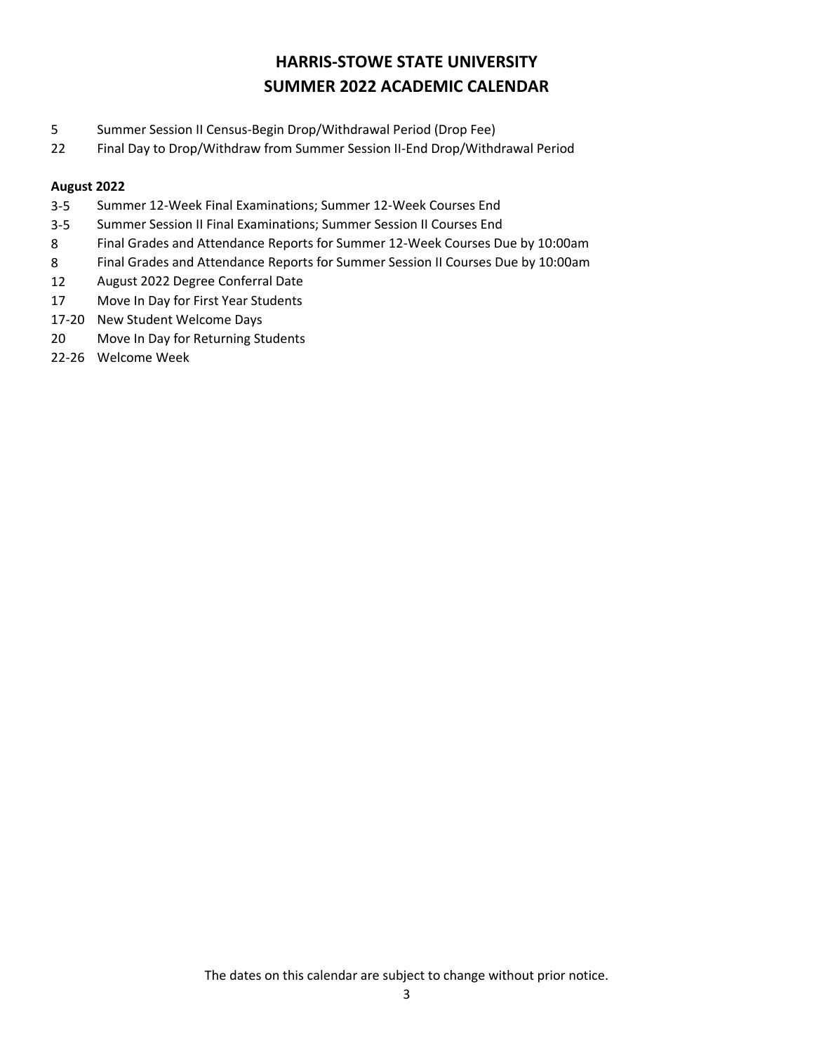# HARRIS-STOWE STATE UNIVERSITY
# SUMMER 2022 ACADEMIC CALENDAR

5 Summer Session II Census-Begin Drop/Withdrawal Period (Drop Fee)

22 Final Day to Drop/Withdraw from Summer Session II-End Drop/Withdrawal Period

**August 2022**

3-5 Summer 12-Week Final Examinations; Summer 12-Week Courses End

3-5 Summer Session II Final Examinations; Summer Session II Courses End

8 Final Grades and Attendance Reports for Summer 12-Week Courses Due by 10:00am

8 Final Grades and Attendance Reports for Summer Session II Courses Due by 10:00am

12 August 2022 Degree Conferral Date

17 Move In Day for First Year Students

17-20 New Student Welcome Days

20 Move In Day for Returning Students

22-26 Welcome Week

The dates on this calendar are subject to change without prior notice.